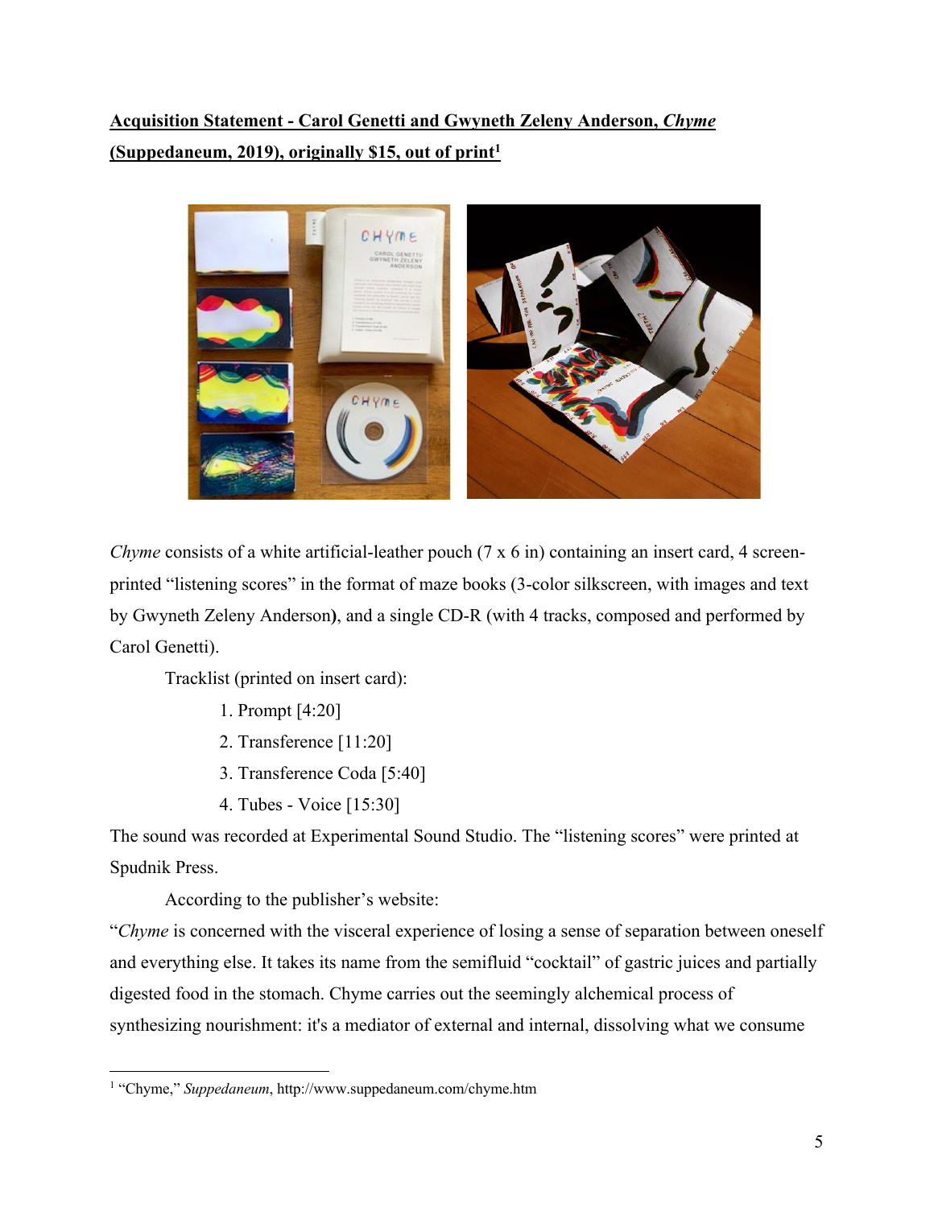**Acquisition Statement - Carol Genetti and Gwyneth Zeleny Anderson, *Chyme* (Suppedaneum, 2019), originally $15, out of print[1]**

*Chyme* consists of a white artificial-leather pouch (7 x 6 in) containing an insert card, 4 screen-printed "listening scores" in the format of maze books (3-color silkscreen, with images and text by Gwyneth Zeleny Anderson**)**, and a single CD-R (with 4 tracks, composed and performed by Carol Genetti).

Tracklist (printed on insert card):

1. Prompt [4:20]
2. Transference [11:20]
3. Transference Coda [5:40]
4. Tubes - Voice [15:30]

The sound was recorded at Experimental Sound Studio. The "listening scores" were printed at Spudnik Press.

According to the publisher's website:

"*Chyme* is concerned with the visceral experience of losing a sense of separation between oneself and everything else. It takes its name from the semifluid "cocktail" of gastric juices and partially digested food in the stomach. Chyme carries out the seemingly alchemical process of synthesizing nourishment: it's a mediator of external and internal, dissolving what we consume

---

[1] "Chyme," *Suppedaneum*, http://www.suppedaneum.com/chyme.htm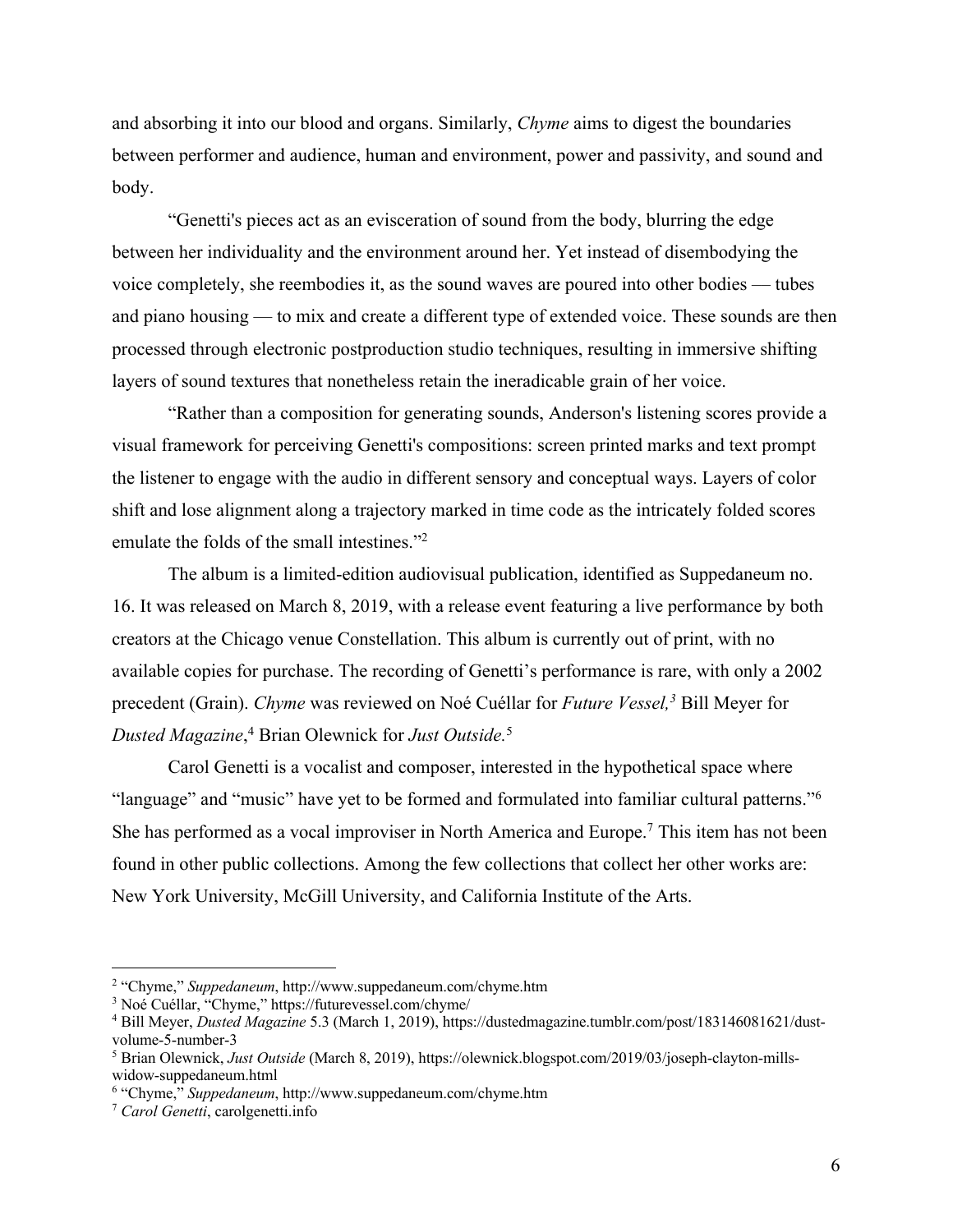and absorbing it into our blood and organs. Similarly, *Chyme* aims to digest the boundaries between performer and audience, human and environment, power and passivity, and sound and body.

"Genetti's pieces act as an evisceration of sound from the body, blurring the edge between her individuality and the environment around her. Yet instead of disembodying the voice completely, she reembodies it, as the sound waves are poured into other bodies — tubes and piano housing — to mix and create a different type of extended voice. These sounds are then processed through electronic postproduction studio techniques, resulting in immersive shifting layers of sound textures that nonetheless retain the ineradicable grain of her voice.

"Rather than a composition for generating sounds, Anderson's listening scores provide a visual framework for perceiving Genetti's compositions: screen printed marks and text prompt the listener to engage with the audio in different sensory and conceptual ways. Layers of color shift and lose alignment along a trajectory marked in time code as the intricately folded scores emulate the folds of the small intestines."[2]

The album is a limited-edition audiovisual publication, identified as Suppedaneum no. 16. It was released on March 8, 2019, with a release event featuring a live performance by both creators at the Chicago venue Constellation. This album is currently out of print, with no available copies for purchase. The recording of Genetti's performance is rare, with only a 2002 precedent (Grain). *Chyme* was reviewed on Noé Cuéllar for *Future Vessel,*[3] Bill Meyer for *Dusted Magazine*,[4] Brian Olewnick for *Just Outside.*[5]

Carol Genetti is a vocalist and composer, interested in the hypothetical space where "language" and "music" have yet to be formed and formulated into familiar cultural patterns."[6] She has performed as a vocal improviser in North America and Europe.[7] This item has not been found in other public collections. Among the few collections that collect her other works are: New York University, McGill University, and California Institute of the Arts.

---

[2] "Chyme," *Suppedaneum*, http://www.suppedaneum.com/chyme.htm

[3] Noé Cuéllar, "Chyme," https://futurevessel.com/chyme/

[4] Bill Meyer, *Dusted Magazine* 5.3 (March 1, 2019), https://dustedmagazine.tumblr.com/post/183146081621/dust-volume-5-number-3

[5] Brian Olewnick, *Just Outside* (March 8, 2019), https://olewnick.blogspot.com/2019/03/joseph-clayton-mills-widow-suppedaneum.html

[6] "Chyme," *Suppedaneum*, http://www.suppedaneum.com/chyme.htm

[7] *Carol Genetti*, carolgenetti.info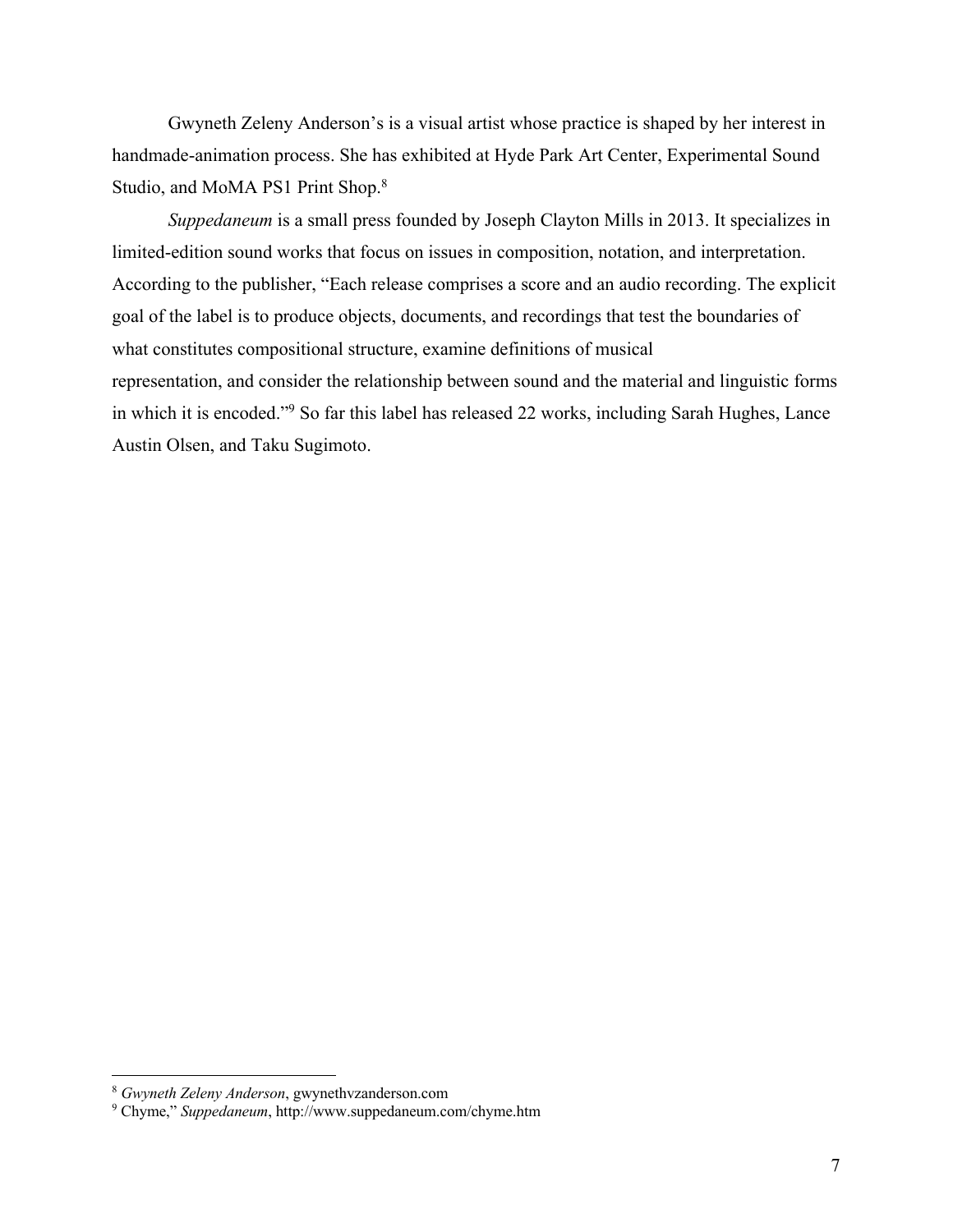Gwyneth Zeleny Anderson's is a visual artist whose practice is shaped by her interest in handmade-animation process. She has exhibited at Hyde Park Art Center, Experimental Sound Studio, and MoMA PS1 Print Shop.[8]

*Suppedaneum* is a small press founded by Joseph Clayton Mills in 2013. It specializes in limited-edition sound works that focus on issues in composition, notation, and interpretation. According to the publisher, "Each release comprises a score and an audio recording. The explicit goal of the label is to produce objects, documents, and recordings that test the boundaries of what constitutes compositional structure, examine definitions of musical representation, and consider the relationship between sound and the material and linguistic forms in which it is encoded."[9] So far this label has released 22 works, including Sarah Hughes, Lance Austin Olsen, and Taku Sugimoto.

---

[8] *Gwyneth Zeleny Anderson*, gwynethvzanderson.com

[9] Chyme," *Suppedaneum*, http://www.suppedaneum.com/chyme.htm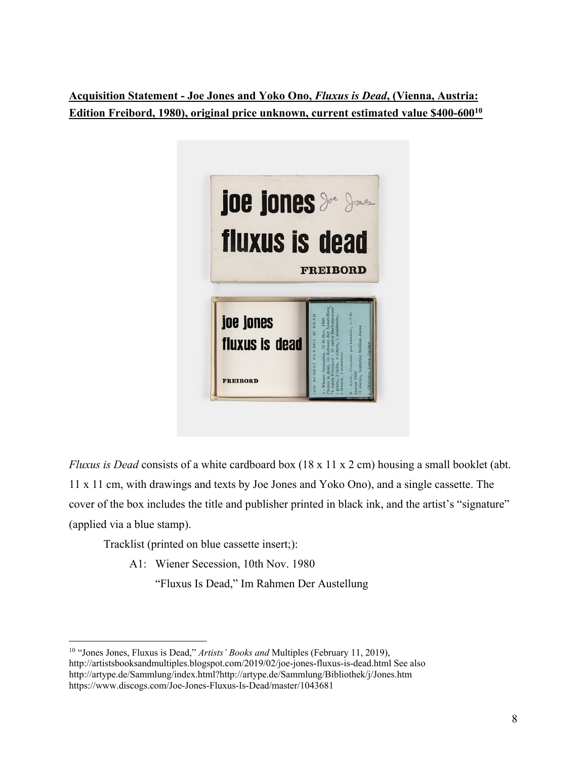**Acquisition Statement - Joe Jones and Yoko Ono, *Fluxus is Dead*, (Vienna, Austria: Edition Freibord, 1980), original price unknown, current estimated value $400-600[10]**

*Fluxus is Dead* consists of a white cardboard box (18 x 11 x 2 cm) housing a small booklet (abt. 11 x 11 cm, with drawings and texts by Joe Jones and Yoko Ono), and a single cassette. The cover of the box includes the title and publisher printed in black ink, and the artist's "signature" (applied via a blue stamp).

Tracklist (printed on blue cassette insert;):

A1: Wiener Secession, 10th Nov. 1980
"Fluxus Is Dead," Im Rahmen Der Austellung

---

[10] "Jones Jones, Fluxus is Dead," *Artists' Books and* Multiples (February 11, 2019), http://artistsbooksandmultiples.blogspot.com/2019/02/joe-jones-fluxus-is-dead.html See also http://artype.de/Sammlung/index.html?http://artype.de/Sammlung/Bibliothek/j/Jones.htm https://www.discogs.com/Joe-Jones-Fluxus-Is-Dead/master/1043681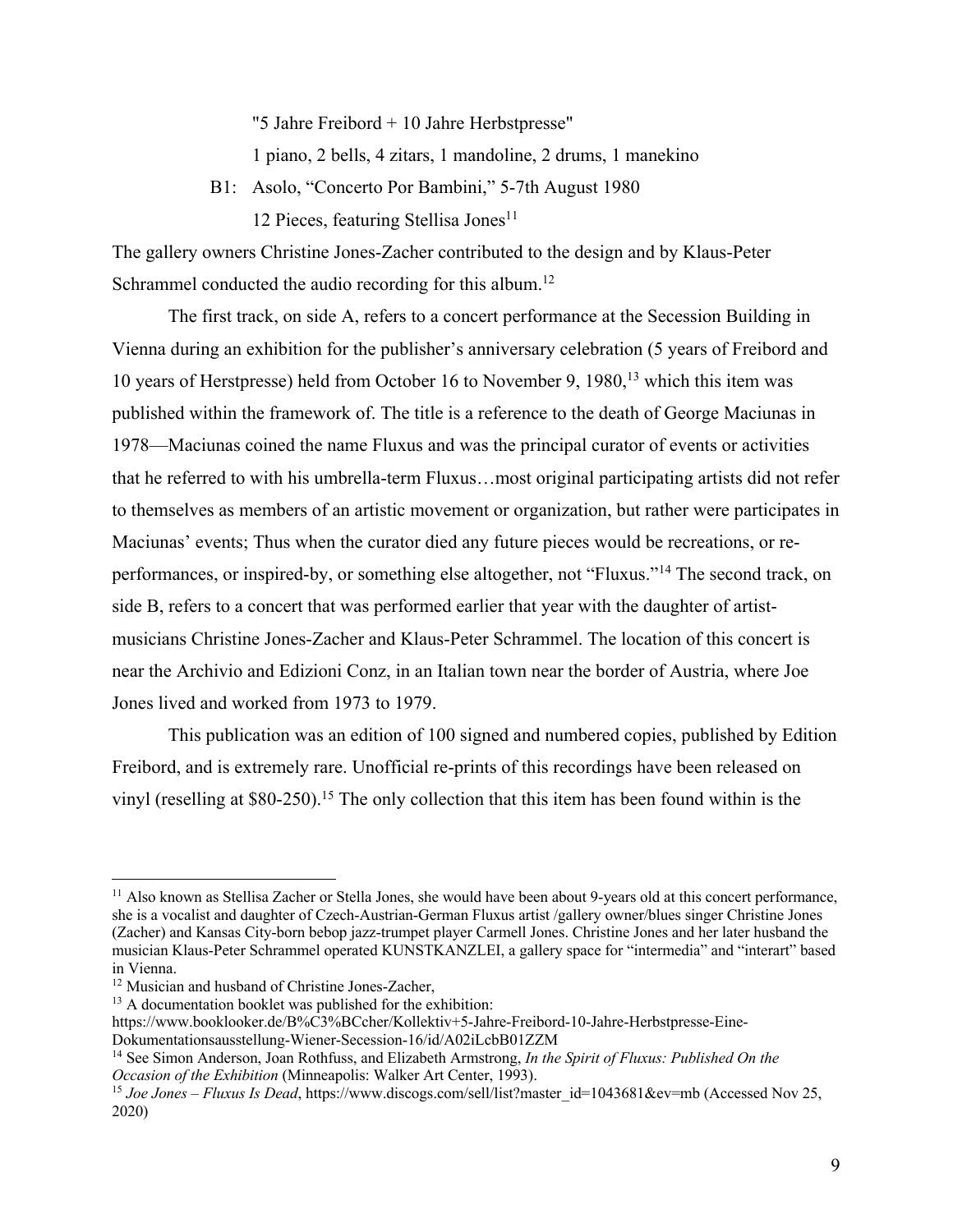"5 Jahre Freibord + 10 Jahre Herbstpresse"

1 piano, 2 bells, 4 zitars, 1 mandoline, 2 drums, 1 manekino

B1: Asolo, "Concerto Por Bambini," 5-7th August 1980

12 Pieces, featuring Stellisa Jones[11]

The gallery owners Christine Jones-Zacher contributed to the design and by Klaus-Peter Schrammel conducted the audio recording for this album.[12]

The first track, on side A, refers to a concert performance at the Secession Building in Vienna during an exhibition for the publisher's anniversary celebration (5 years of Freibord and 10 years of Herstpresse) held from October 16 to November 9, 1980,[13] which this item was published within the framework of. The title is a reference to the death of George Maciunas in 1978—Maciunas coined the name Fluxus and was the principal curator of events or activities that he referred to with his umbrella-term Fluxus…most original participating artists did not refer to themselves as members of an artistic movement or organization, but rather were participates in Maciunas' events; Thus when the curator died any future pieces would be recreations, or re-performances, or inspired-by, or something else altogether, not "Fluxus."[14] The second track, on side B, refers to a concert that was performed earlier that year with the daughter of artist-musicians Christine Jones-Zacher and Klaus-Peter Schrammel. The location of this concert is near the Archivio and Edizioni Conz, in an Italian town near the border of Austria, where Joe Jones lived and worked from 1973 to 1979.

This publication was an edition of 100 signed and numbered copies, published by Edition Freibord, and is extremely rare. Unofficial re-prints of this recordings have been released on vinyl (reselling at $80-250).[15] The only collection that this item has been found within is the

---

[11] Also known as Stellisa Zacher or Stella Jones, she would have been about 9-years old at this concert performance, she is a vocalist and daughter of Czech-Austrian-German Fluxus artist /gallery owner/blues singer Christine Jones (Zacher) and Kansas City-born bebop jazz-trumpet player Carmell Jones. Christine Jones and her later husband the musician Klaus-Peter Schrammel operated KUNSTKANZLEI, a gallery space for "intermedia" and "interart" based in Vienna.

[12] Musician and husband of Christine Jones-Zacher,

[13] A documentation booklet was published for the exhibition: https://www.booklooker.de/B%C3%BCcher/Kollektiv+5-Jahre-Freibord-10-Jahre-Herbstpresse-Eine-Dokumentationsausstellung-Wiener-Secession-16/id/A02iLcbB01ZZM

[14] See Simon Anderson, Joan Rothfuss, and Elizabeth Armstrong, *In the Spirit of Fluxus: Published On the Occasion of the Exhibition* (Minneapolis: Walker Art Center, 1993).

[15] *Joe Jones – Fluxus Is Dead*, https://www.discogs.com/sell/list?master_id=1043681&ev=mb (Accessed Nov 25, 2020)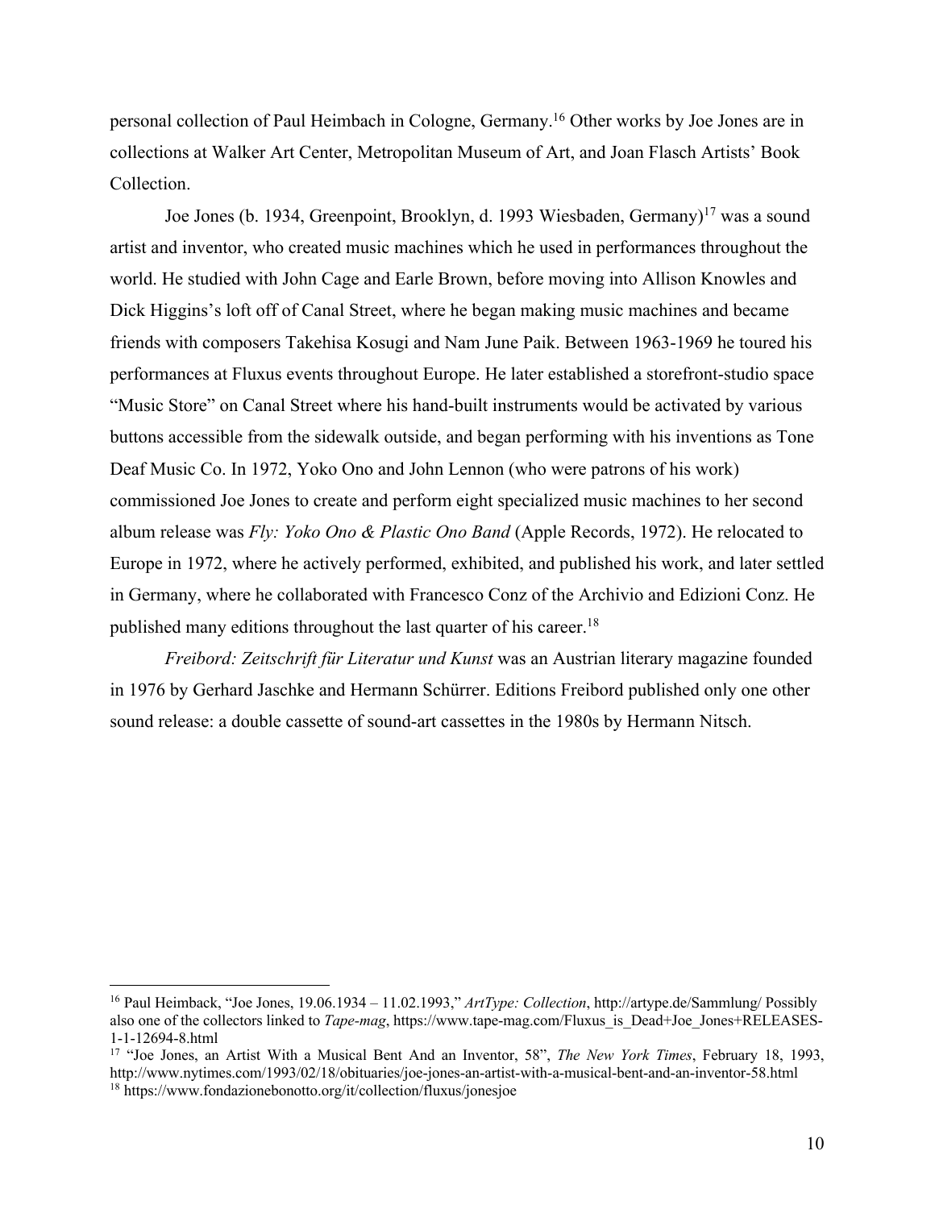personal collection of Paul Heimbach in Cologne, Germany.[16] Other works by Joe Jones are in collections at Walker Art Center, Metropolitan Museum of Art, and Joan Flasch Artists' Book Collection.

Joe Jones (b. 1934, Greenpoint, Brooklyn, d. 1993 Wiesbaden, Germany)[17] was a sound artist and inventor, who created music machines which he used in performances throughout the world. He studied with John Cage and Earle Brown, before moving into Allison Knowles and Dick Higgins's loft off of Canal Street, where he began making music machines and became friends with composers Takehisa Kosugi and Nam June Paik. Between 1963-1969 he toured his performances at Fluxus events throughout Europe. He later established a storefront-studio space "Music Store" on Canal Street where his hand-built instruments would be activated by various buttons accessible from the sidewalk outside, and began performing with his inventions as Tone Deaf Music Co. In 1972, Yoko Ono and John Lennon (who were patrons of his work) commissioned Joe Jones to create and perform eight specialized music machines to her second album release was *Fly: Yoko Ono & Plastic Ono Band* (Apple Records, 1972). He relocated to Europe in 1972, where he actively performed, exhibited, and published his work, and later settled in Germany, where he collaborated with Francesco Conz of the Archivio and Edizioni Conz. He published many editions throughout the last quarter of his career.[18]

*Freibord: Zeitschrift für Literatur und Kunst* was an Austrian literary magazine founded in 1976 by Gerhard Jaschke and Hermann Schürrer. Editions Freibord published only one other sound release: a double cassette of sound-art cassettes in the 1980s by Hermann Nitsch.

---

[16] Paul Heimback, "Joe Jones, 19.06.1934 – 11.02.1993," *ArtType: Collection*, http://artype.de/Sammlung/ Possibly also one of the collectors linked to *Tape-mag*, https://www.tape-mag.com/Fluxus_is_Dead+Joe_Jones+RELEASES-1-1-12694-8.html

[17] "Joe Jones, an Artist With a Musical Bent And an Inventor, 58", *The New York Times*, February 18, 1993, http://www.nytimes.com/1993/02/18/obituaries/joe-jones-an-artist-with-a-musical-bent-and-an-inventor-58.html

[18] https://www.fondazionebonotto.org/it/collection/fluxus/jonesjoe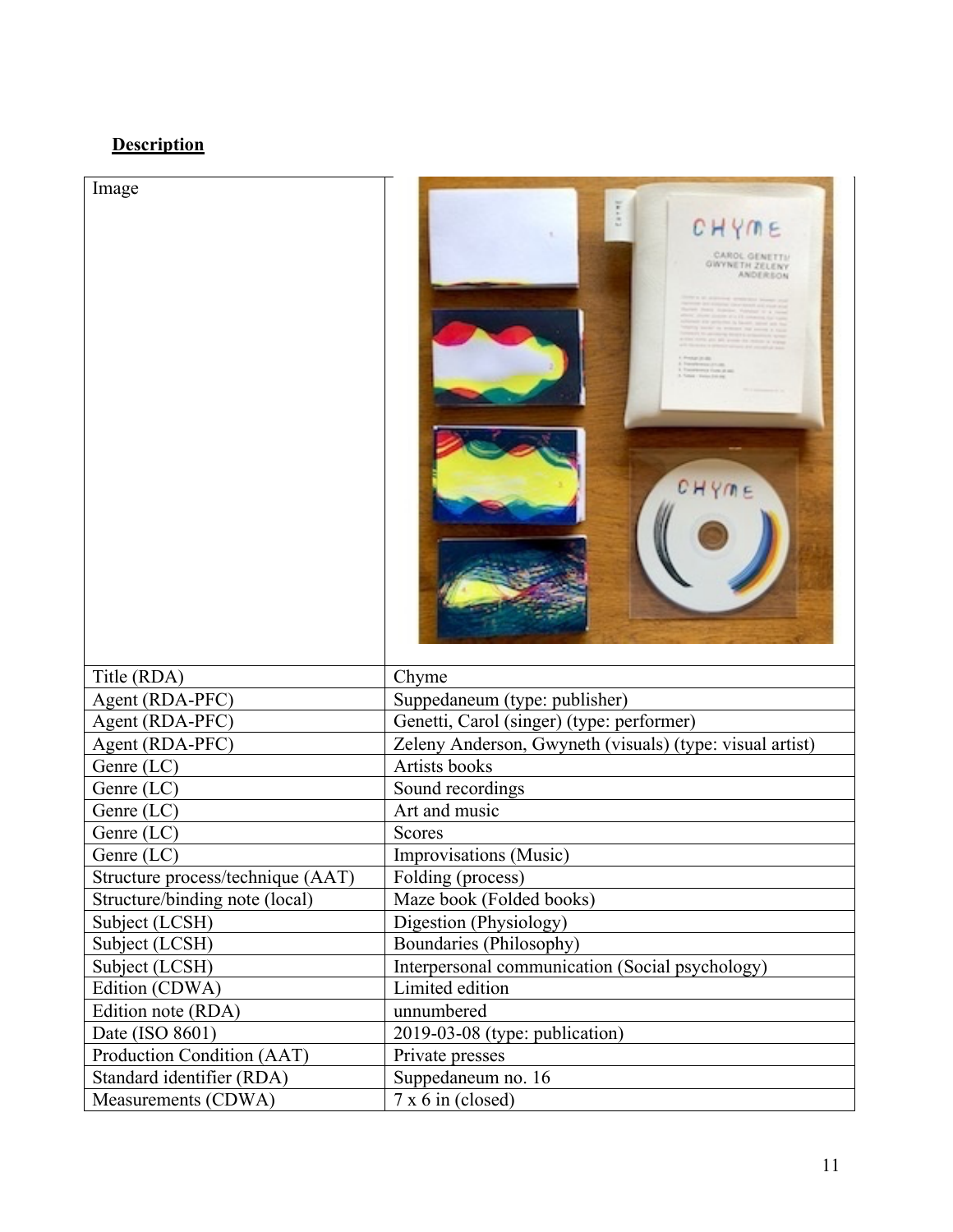**Description**

| Image | |
|---|---|
| Title (RDA) | Chyme |
| Agent (RDA-PFC) | Suppedaneum (type: publisher) |
| Agent (RDA-PFC) | Genetti, Carol (singer) (type: performer) |
| Agent (RDA-PFC) | Zeleny Anderson, Gwyneth (visuals) (type: visual artist) |
| Genre (LC) | Artists books |
| Genre (LC) | Sound recordings |
| Genre (LC) | Art and music |
| Genre (LC) | Scores |
| Genre (LC) | Improvisations (Music) |
| Structure process/technique (AAT) | Folding (process) |
| Structure/binding note (local) | Maze book (Folded books) |
| Subject (LCSH) | Digestion (Physiology) |
| Subject (LCSH) | Boundaries (Philosophy) |
| Subject (LCSH) | Interpersonal communication (Social psychology) |
| Edition (CDWA) | Limited edition |
| Edition note (RDA) | unnumbered |
| Date (ISO 8601) | 2019-03-08 (type: publication) |
| Production Condition (AAT) | Private presses |
| Standard identifier (RDA) | Suppedaneum no. 16 |
| Measurements (CDWA) | 7 x 6 in (closed) |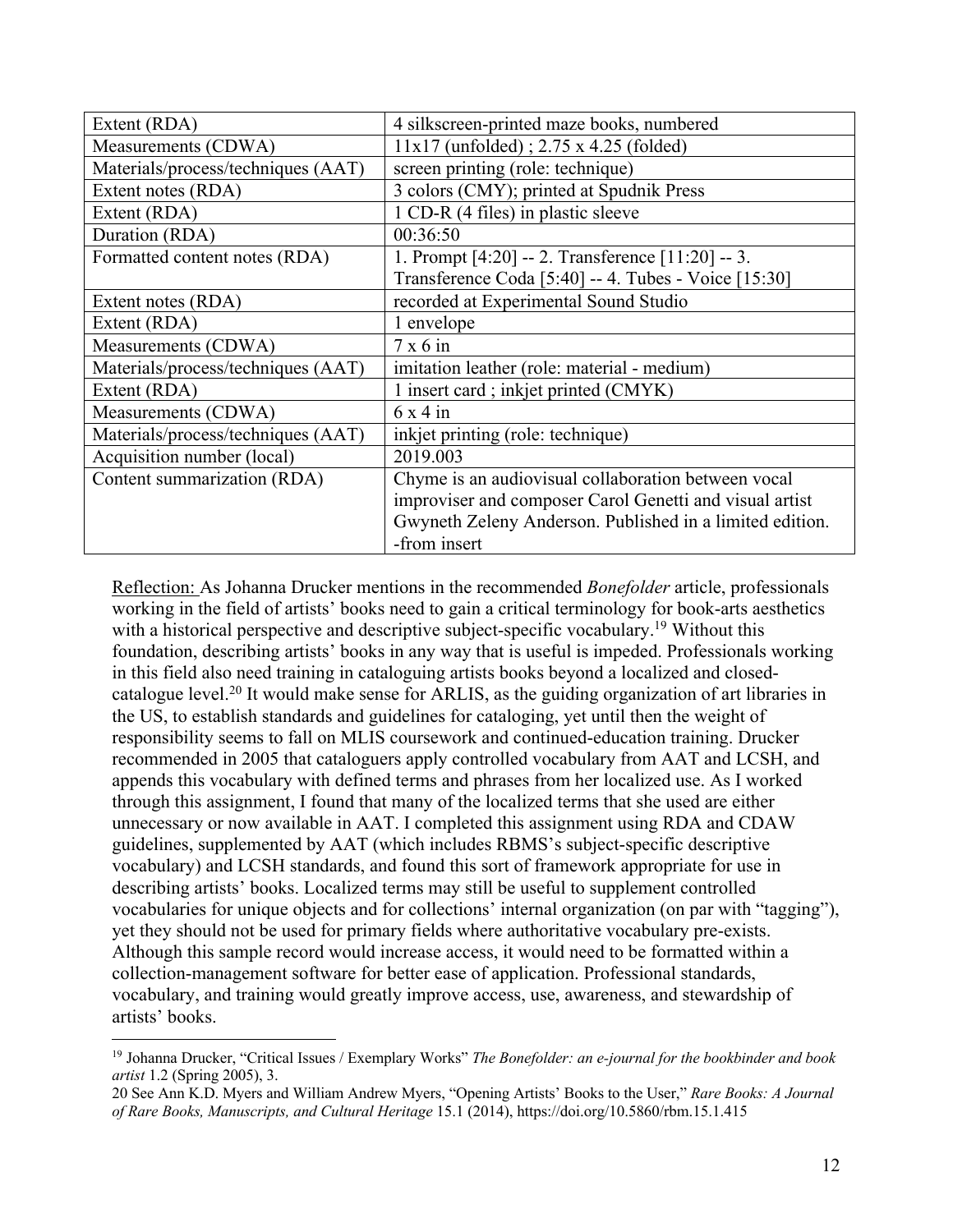| | |
|---|---|
| Extent (RDA) | 4 silkscreen-printed maze books, numbered |
| Measurements (CDWA) | 11x17 (unfolded) ; 2.75 x 4.25 (folded) |
| Materials/process/techniques (AAT) | screen printing (role: technique) |
| Extent notes (RDA) | 3 colors (CMY); printed at Spudnik Press |
| Extent (RDA) | 1 CD-R (4 files) in plastic sleeve |
| Duration (RDA) | 00:36:50 |
| Formatted content notes (RDA) | 1. Prompt [4:20] -- 2. Transference [11:20] -- 3. Transference Coda [5:40] -- 4. Tubes - Voice [15:30] |
| Extent notes (RDA) | recorded at Experimental Sound Studio |
| Extent (RDA) | 1 envelope |
| Measurements (CDWA) | 7 x 6 in |
| Materials/process/techniques (AAT) | imitation leather (role: material - medium) |
| Extent (RDA) | 1 insert card ; inkjet printed (CMYK) |
| Measurements (CDWA) | 6 x 4 in |
| Materials/process/techniques (AAT) | inkjet printing (role: technique) |
| Acquisition number (local) | 2019.003 |
| Content summarization (RDA) | Chyme is an audiovisual collaboration between vocal improviser and composer Carol Genetti and visual artist Gwyneth Zeleny Anderson. Published in a limited edition. -from insert |

Reflection: As Johanna Drucker mentions in the recommended *Bonefolder* article, professionals working in the field of artists' books need to gain a critical terminology for book-arts aesthetics with a historical perspective and descriptive subject-specific vocabulary.[19] Without this foundation, describing artists' books in any way that is useful is impeded. Professionals working in this field also need training in cataloguing artists books beyond a localized and closed-catalogue level.[20] It would make sense for ARLIS, as the guiding organization of art libraries in the US, to establish standards and guidelines for cataloging, yet until then the weight of responsibility seems to fall on MLIS coursework and continued-education training. Drucker recommended in 2005 that cataloguers apply controlled vocabulary from AAT and LCSH, and appends this vocabulary with defined terms and phrases from her localized use. As I worked through this assignment, I found that many of the localized terms that she used are either unnecessary or now available in AAT. I completed this assignment using RDA and CDAW guidelines, supplemented by AAT (which includes RBMS's subject-specific descriptive vocabulary) and LCSH standards, and found this sort of framework appropriate for use in describing artists' books. Localized terms may still be useful to supplement controlled vocabularies for unique objects and for collections' internal organization (on par with "tagging"), yet they should not be used for primary fields where authoritative vocabulary pre-exists. Although this sample record would increase access, it would need to be formatted within a collection-management software for better ease of application. Professional standards, vocabulary, and training would greatly improve access, use, awareness, and stewardship of artists' books.

[19] Johanna Drucker, "Critical Issues / Exemplary Works" *The Bonefolder: an e-journal for the bookbinder and book artist* 1.2 (Spring 2005), 3.

20 See Ann K.D. Myers and William Andrew Myers, "Opening Artists' Books to the User," *Rare Books: A Journal of Rare Books, Manuscripts, and Cultural Heritage* 15.1 (2014), https://doi.org/10.5860/rbm.15.1.415